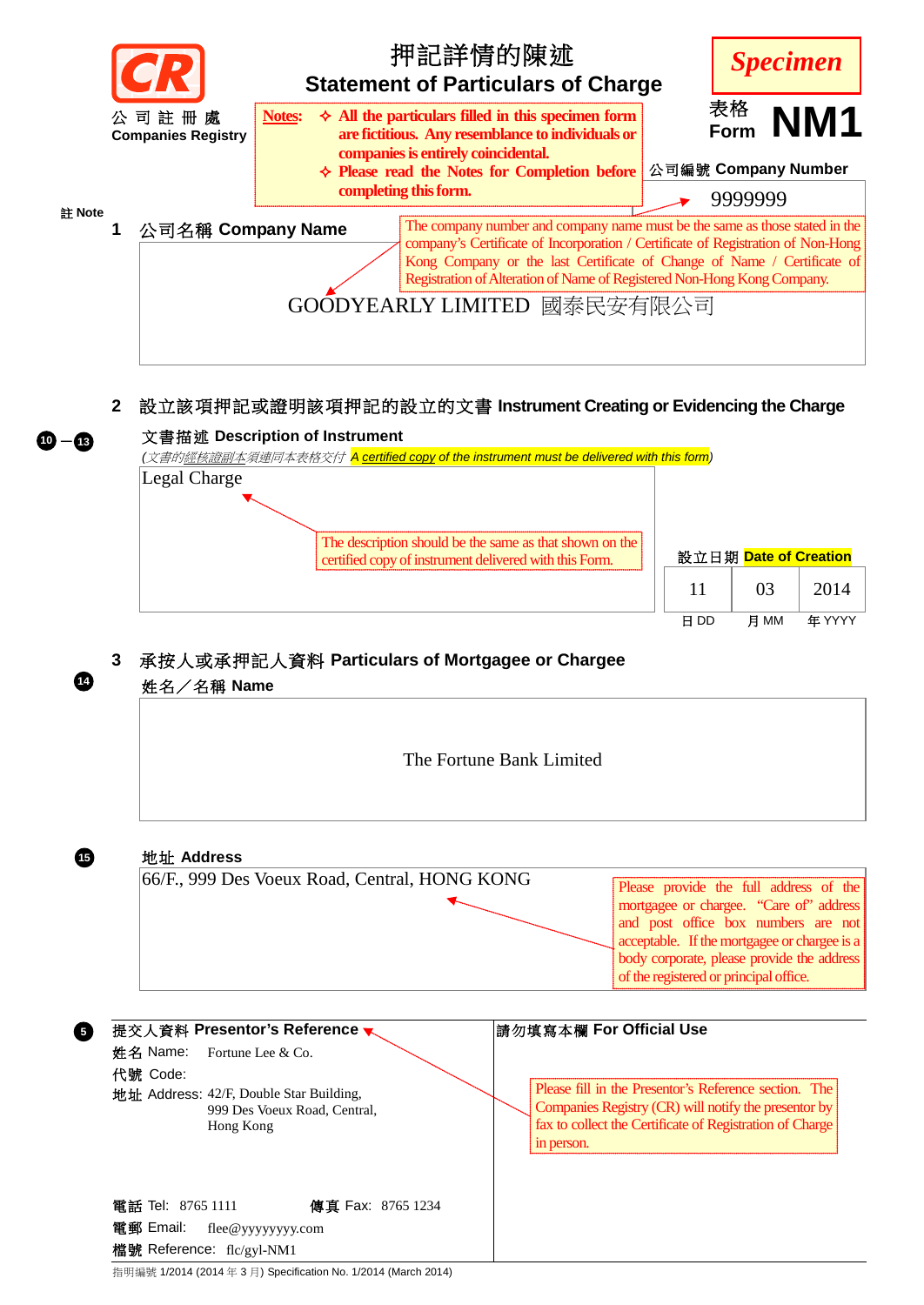CR 公司註冊處 Companies Registry

# 押記詳情的陳述
# Statement of Particulars of Charge

**Specimen**

表格 Form **NM1**

**Notes:**
- ✧ All the particulars filled in this specimen form are fictitious. Any resemblance to individuals or companies is entirely coincidental.
- ✧ Please read the Notes for Completion before completing this form.

公司編號 Company Number

9999999

註 Note

**1 公司名稱 Company Name**

The company number and company name must be the same as those stated in the company's Certificate of Incorporation / Certificate of Registration of Non-Hong Kong Company or the last Certificate of Change of Name / Certificate of Registration of Alteration of Name of Registered Non-Hong Kong Company.

GOODYEARLY LIMITED 國泰民安有限公司

**2 設立該項押記或證明該項押記的設立的文書 Instrument Creating or Evidencing the Charge**

10 – 13

**文書描述 Description of Instrument**

*(文書的經核證副本須連同本表格交付 A certified copy of the instrument must be delivered with this form)*

Legal Charge

The description should be the same as that shown on the certified copy of instrument delivered with this Form.

**設立日期 Date of Creation**

| 日 DD | 月 MM | 年 YYYY |
|---|---|---|
| 11 | 03 | 2014 |

**3 承按人或承押記人資料 Particulars of Mortgagee or Chargee**

14

**姓名／名稱 Name**

The Fortune Bank Limited

15

**地址 Address**

66/F., 999 Des Voeux Road, Central, HONG KONG

Please provide the full address of the mortgagee or chargee. "Care of" address and post office box numbers are not acceptable. If the mortgagee or chargee is a body corporate, please provide the address of the registered or principal office.

5

**提交人資料 Presentor's Reference**

姓名 Name: Fortune Lee & Co.

代號 Code:

地址 Address: 42/F, Double Star Building,
999 Des Voeux Road, Central,
Hong Kong

電話 Tel: 8765 1111　　傳真 Fax: 8765 1234

電郵 Email: flee@yyyyyyyy.com

檔號 Reference: flc/gyl-NM1

**請勿填寫本欄 For Official Use**

Please fill in the Presentor's Reference section. The Companies Registry (CR) will notify the presentor by fax to collect the Certificate of Registration of Charge in person.

指明編號 1/2014 (2014 年 3 月) Specification No. 1/2014 (March 2014)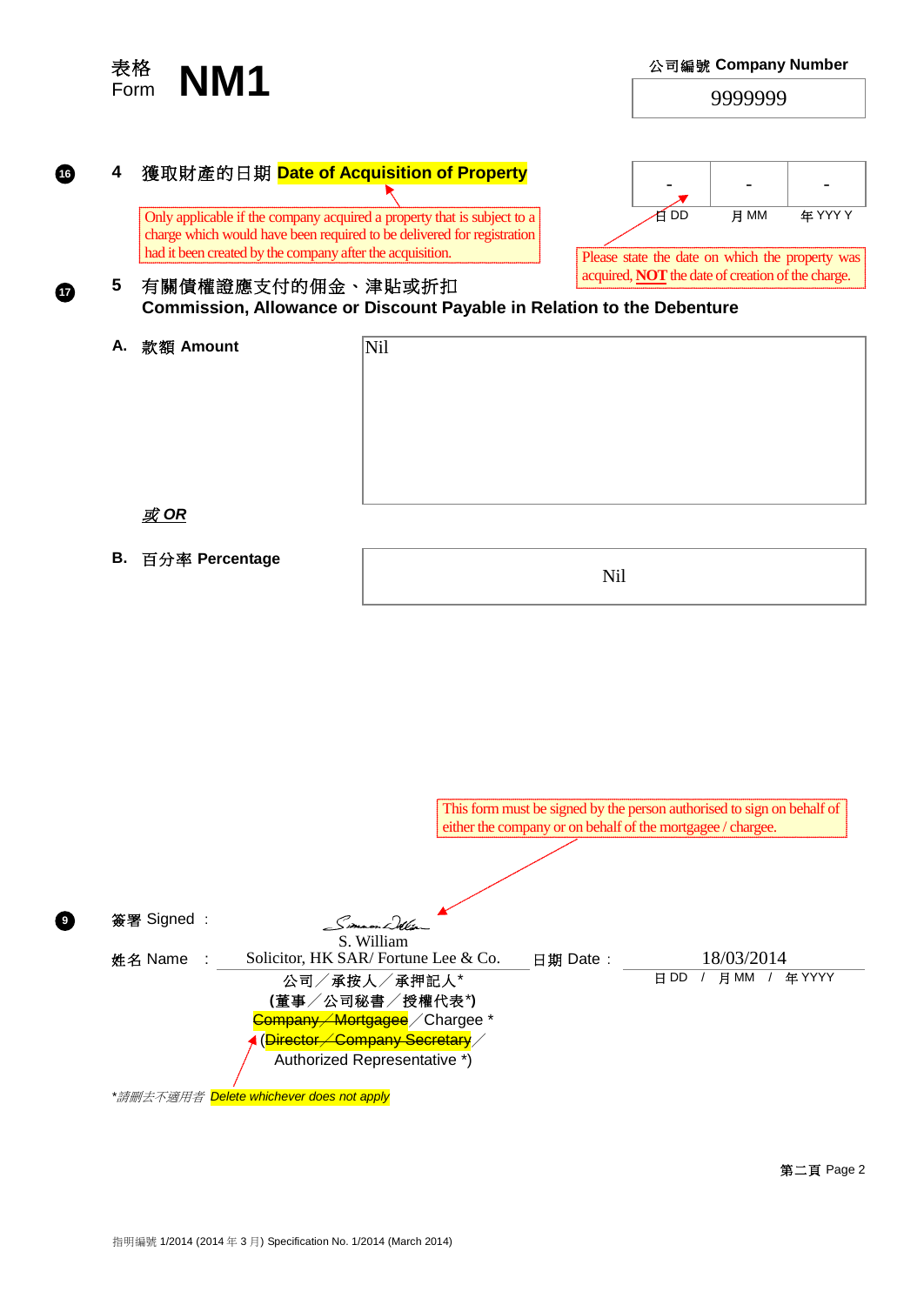表格 Form **NM1**

公司編號 **Company Number**

9999999

16

## 4 獲取財產的日期 Date of Acquisition of Property

| - | - | - |
|---|---|---|
| 日 DD | 月 MM | 年 YYY Y |

Only applicable if the company acquired a property that is subject to a charge which would have been required to be delivered for registration had it been created by the company after the acquisition.

Please state the date on which the property was acquired, **NOT** the date of creation of the charge.

17

## 5 有關債權證應支付的佣金、津貼或折扣 Commission, Allowance or Discount Payable in Relation to the Debenture

**A. 款額 Amount**

Nil

***或 OR***

**B. 百分率 Percentage**

Nil

This form must be signed by the person authorised to sign on behalf of either the company or on behalf of the mortgagee / chargee.

9

簽署 Signed ：

S. William

姓名 Name ： Solicitor, HK SAR/ Fortune Lee & Co.

日期 Date： 18/03/2014

日 DD / 月 MM / 年 YYYY

公司／承按人／承押記人*

**(董事／公司秘書／授權代表*)**

~~Company／Mortgagee~~／Chargee *

(~~Director／Company Secretary~~／Authorized Representative *)

**請刪去不適用者* *Delete whichever does not apply*

指明編號 1/2014 (2014 年 3 月) Specification No. 1/2014 (March 2014)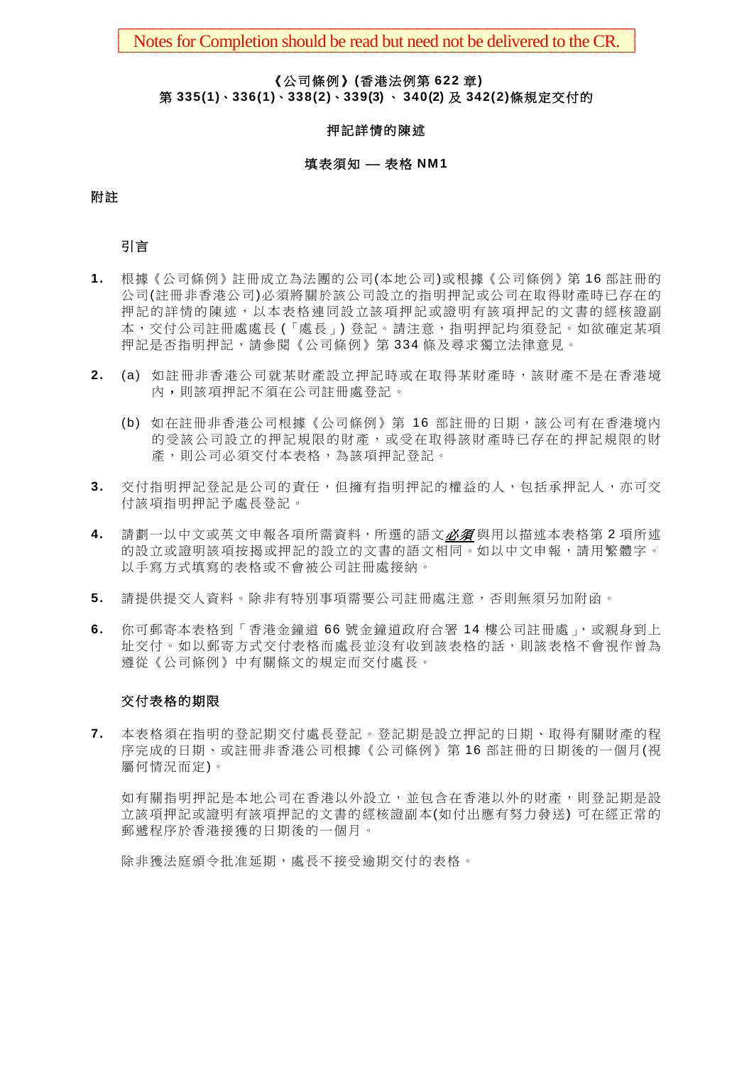Notes for Completion should be read but need not be delivered to the CR.

**《公司條例》(香港法例第 622 章)**
**第 335(1)、336(1)、338(2)、339(3) 、 340(2) 及 342(2)條規定交付的**

**押記詳情的陳述**

**填表須知 — 表格 NM1**

**附註**

### 引言

1. 根據《公司條例》註冊成立為法團的公司(本地公司)或根據《公司條例》第 16 部註冊的公司(註冊非香港公司)必須將關於該公司設立的指明押記或公司在取得財產時已存在的押記的詳情的陳述，以本表格連同設立該項押記或證明有該項押記的文書的經核證副本，交付公司註冊處處長 (「處長」) 登記。請注意，指明押記均須登記。如欲確定某項押記是否指明押記，請參閱《公司條例》第 334 條及尋求獨立法律意見。

2. (a) 如註冊非香港公司就某財產設立押記時或在取得某財產時，該財產不是在香港境內，則該項押記不須在公司註冊處登記。

   (b) 如在註冊非香港公司根據《公司條例》第 16 部註冊的日期，該公司有在香港境內的受該公司設立的押記規限的財產，或受在取得該財產時已存在的押記規限的財產，則公司必須交付本表格，為該項押記登記。

3. 交付指明押記登記是公司的責任，但擁有指明押記的權益的人，包括承押記人，亦可交付該項指明押記予處長登記。

4. 請劃一以中文或英文申報各項所需資料，所選的語文***必須***與用以描述本表格第 2 項所述的設立或證明該項按揭或押記的設立的文書的語文相同。如以中文申報，請用繁體字。以手寫方式填寫的表格或不會被公司註冊處接納。

5. 請提供提交人資料。除非有特別事項需要公司註冊處注意，否則無須另加附函。

6. 你可郵寄本表格到「香港金鐘道 66 號金鐘道政府合署 14 樓公司註冊處」，或親身到上址交付。如以郵寄方式交付表格而處長並沒有收到該表格的話，則該表格不會視作曾為遵從《公司條例》中有關條文的規定而交付處長。

### 交付表格的期限

7. 本表格須在指明的登記期交付處長登記。登記期是設立押記的日期、取得有關財產的程序完成的日期、或註冊非香港公司根據《公司條例》第 16 部註冊的日期後的一個月(視屬何情況而定)。

   如有關指明押記是本地公司在香港以外設立，並包含在香港以外的財產，則登記期是設立該項押記或證明有該項押記的文書的經核證副本(如付出應有努力發送) 可在經正常的郵遞程序於香港接獲的日期後的一個月。

   除非獲法庭頒令批准延期，處長不接受逾期交付的表格。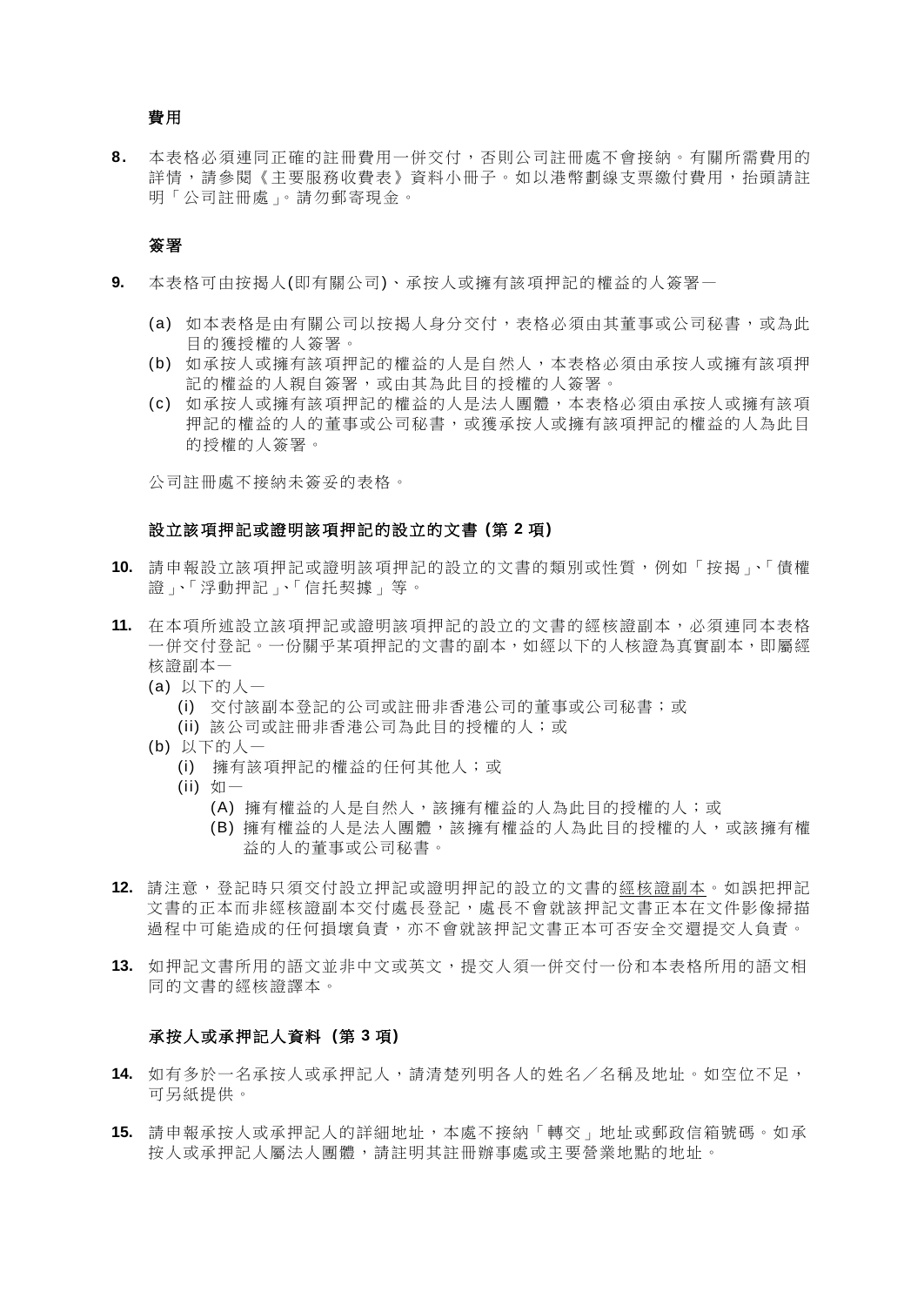**費用**

**8.** 本表格必須連同正確的註冊費用一併交付，否則公司註冊處不會接納。有關所需費用的詳情，請參閱《主要服務收費表》資料小冊子。如以港幣劃線支票繳付費用，抬頭請註明「公司註冊處」。請勿郵寄現金。

**簽署**

**9.** 本表格可由按揭人(即有關公司)、承按人或擁有該項押記的權益的人簽署—

(a) 如本表格是由有關公司以按揭人身分交付，表格必須由其董事或公司秘書，或為此目的獲授權的人簽署。

(b) 如承按人或擁有該項押記的權益的人是自然人，本表格必須由承按人或擁有該項押記的權益的人親自簽署，或由其為此目的授權的人簽署。

(c) 如承按人或擁有該項押記的權益的人是法人團體，本表格必須由承按人或擁有該項押記的權益的人的董事或公司秘書，或獲承按人或擁有該項押記的權益的人為此目的授權的人簽署。

公司註冊處不接納未簽妥的表格。

**設立該項押記或證明該項押記的設立的文書 (第 2 項)**

**10.** 請申報設立該項押記或證明該項押記的設立的文書的類別或性質，例如「按揭」、「債權證」、「浮動押記」、「信托契據」等。

**11.** 在本項所述設立該項押記或證明該項押記的設立的文書的經核證副本，必須連同本表格一併交付登記。一份關乎某項押記的文書的副本，如經以下的人核證為真實副本，即屬經核證副本—

(a) 以下的人—
   - (i) 交付該副本登記的公司或註冊非香港公司的董事或公司秘書；或
   - (ii) 該公司或註冊非香港公司為此目的授權的人；或

(b) 以下的人—
   - (i) 擁有該項押記的權益的任何其他人；或
   - (ii) 如—
     - (A) 擁有權益的人是自然人，該擁有權益的人為此目的授權的人；或
     - (B) 擁有權益的人是法人團體，該擁有權益的人為此目的授權的人，或該擁有權益的人的董事或公司秘書。

**12.** 請注意，登記時只須交付設立押記或證明押記的設立的文書的<u>經核證副本</u>。如誤把押記文書的正本而非經核證副本交付處長登記，處長不會就該押記文書正本在文件影像掃描過程中可能造成的任何損壞負責，亦不會就該押記文書正本可否安全交還提交人負責。

**13.** 如押記文書所用的語文並非中文或英文，提交人須一併交付一份和本表格所用的語文相同的文書的經核證譯本。

**承按人或承押記人資料 (第 3 項)**

**14.** 如有多於一名承按人或承押記人，請清楚列明各人的姓名／名稱及地址。如空位不足，可另紙提供。

**15.** 請申報承按人或承押記人的詳細地址，本處不接納「轉交」地址或郵政信箱號碼。如承按人或承押記人屬法人團體，請註明其註冊辦事處或主要營業地點的地址。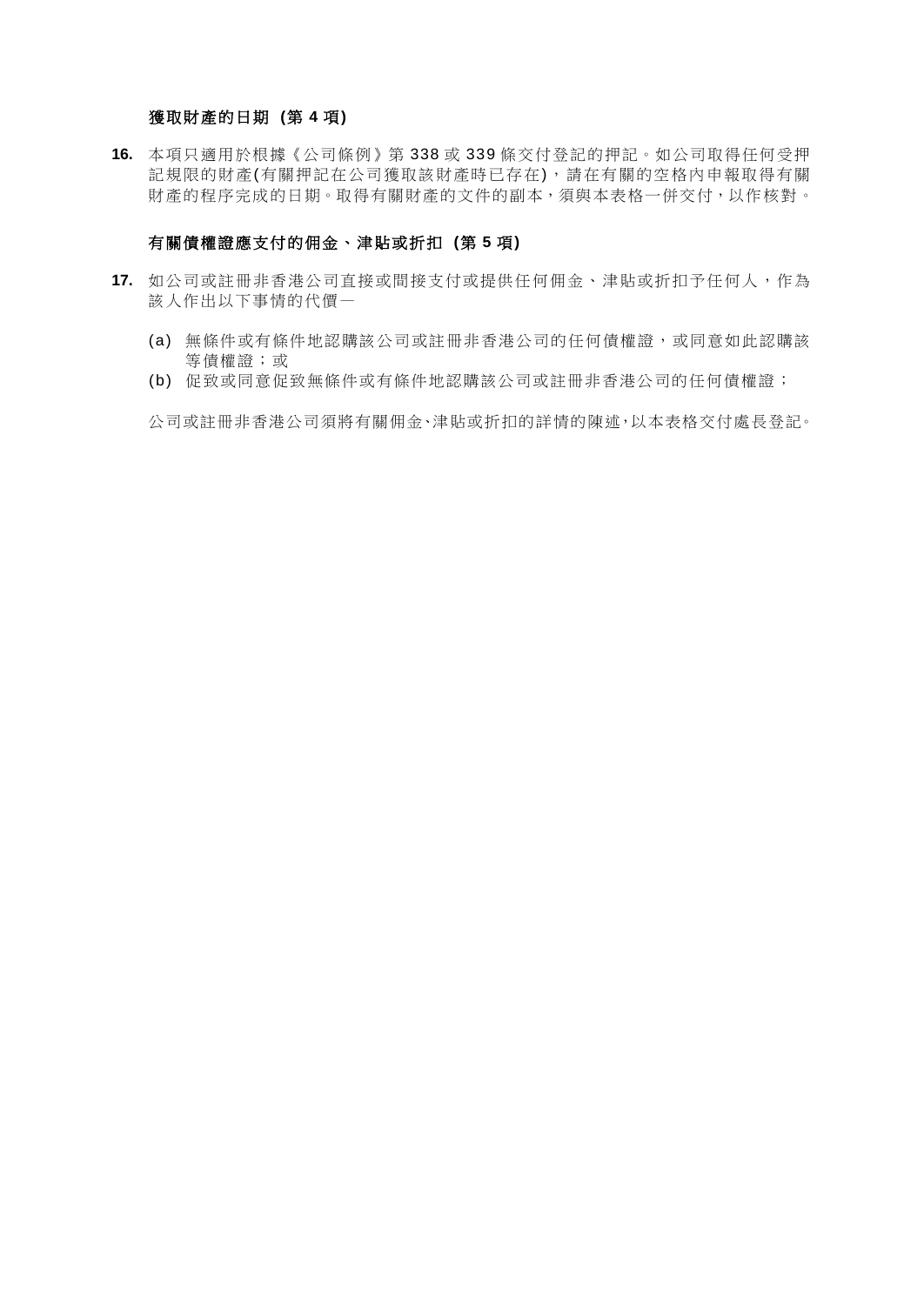**獲取財產的日期 (第 4 項)**

**16.** 本項只適用於根據《公司條例》第 338 或 339 條交付登記的押記。如公司取得任何受押記規限的財產(有關押記在公司獲取該財產時已存在)，請在有關的空格內申報取得有關財產的程序完成的日期。取得有關財產的文件的副本，須與本表格一併交付，以作核對。

**有關債權證應支付的佣金、津貼或折扣 (第 5 項)**

**17.** 如公司或註冊非香港公司直接或間接支付或提供任何佣金、津貼或折扣予任何人，作為該人作出以下事情的代價—

(a) 無條件或有條件地認購該公司或註冊非香港公司的任何債權證，或同意如此認購該等債權證；或

(b) 促致或同意促致無條件或有條件地認購該公司或註冊非香港公司的任何債權證；

公司或註冊非香港公司須將有關佣金､津貼或折扣的詳情的陳述,以本表格交付處長登記｡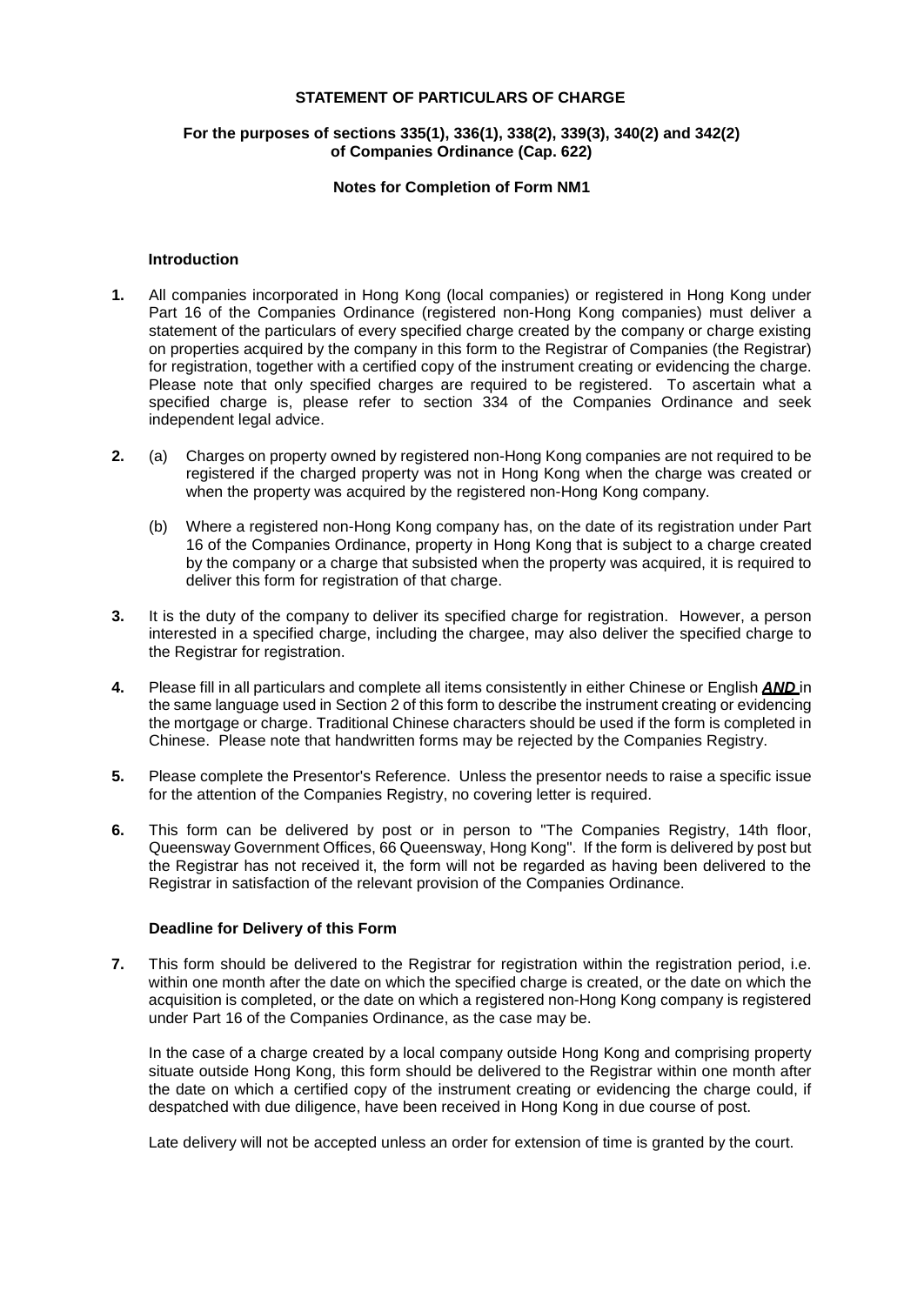**STATEMENT OF PARTICULARS OF CHARGE**

**For the purposes of sections 335(1), 336(1), 338(2), 339(3), 340(2) and 342(2) of Companies Ordinance (Cap. 622)**

**Notes for Completion of Form NM1**

### Introduction

**1.** All companies incorporated in Hong Kong (local companies) or registered in Hong Kong under Part 16 of the Companies Ordinance (registered non-Hong Kong companies) must deliver a statement of the particulars of every specified charge created by the company or charge existing on properties acquired by the company in this form to the Registrar of Companies (the Registrar) for registration, together with a certified copy of the instrument creating or evidencing the charge. Please note that only specified charges are required to be registered. To ascertain what a specified charge is, please refer to section 334 of the Companies Ordinance and seek independent legal advice.

**2.** (a) Charges on property owned by registered non-Hong Kong companies are not required to be registered if the charged property was not in Hong Kong when the charge was created or when the property was acquired by the registered non-Hong Kong company.

(b) Where a registered non-Hong Kong company has, on the date of its registration under Part 16 of the Companies Ordinance, property in Hong Kong that is subject to a charge created by the company or a charge that subsisted when the property was acquired, it is required to deliver this form for registration of that charge.

**3.** It is the duty of the company to deliver its specified charge for registration. However, a person interested in a specified charge, including the chargee, may also deliver the specified charge to the Registrar for registration.

**4.** Please fill in all particulars and complete all items consistently in either Chinese or English ***AND*** in the same language used in Section 2 of this form to describe the instrument creating or evidencing the mortgage or charge. Traditional Chinese characters should be used if the form is completed in Chinese. Please note that handwritten forms may be rejected by the Companies Registry.

**5.** Please complete the Presentor's Reference. Unless the presentor needs to raise a specific issue for the attention of the Companies Registry, no covering letter is required.

**6.** This form can be delivered by post or in person to "The Companies Registry, 14th floor, Queensway Government Offices, 66 Queensway, Hong Kong". If the form is delivered by post but the Registrar has not received it, the form will not be regarded as having been delivered to the Registrar in satisfaction of the relevant provision of the Companies Ordinance.

### Deadline for Delivery of this Form

**7.** This form should be delivered to the Registrar for registration within the registration period, i.e. within one month after the date on which the specified charge is created, or the date on which the acquisition is completed, or the date on which a registered non-Hong Kong company is registered under Part 16 of the Companies Ordinance, as the case may be.

In the case of a charge created by a local company outside Hong Kong and comprising property situate outside Hong Kong, this form should be delivered to the Registrar within one month after the date on which a certified copy of the instrument creating or evidencing the charge could, if despatched with due diligence, have been received in Hong Kong in due course of post.

Late delivery will not be accepted unless an order for extension of time is granted by the court.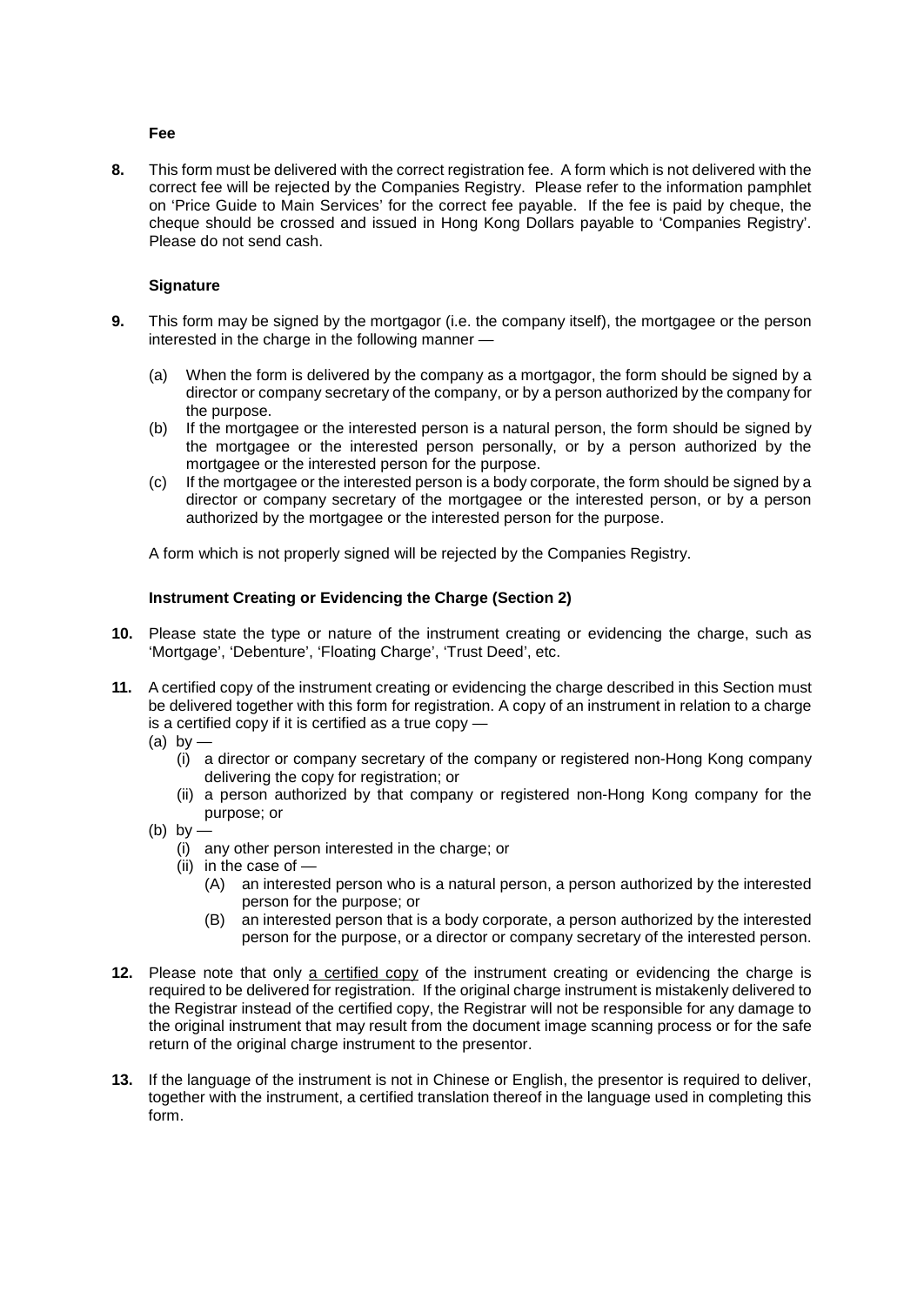**Fee**

**8.** This form must be delivered with the correct registration fee. A form which is not delivered with the correct fee will be rejected by the Companies Registry. Please refer to the information pamphlet on 'Price Guide to Main Services' for the correct fee payable. If the fee is paid by cheque, the cheque should be crossed and issued in Hong Kong Dollars payable to 'Companies Registry'. Please do not send cash.

**Signature**

**9.** This form may be signed by the mortgagor (i.e. the company itself), the mortgagee or the person interested in the charge in the following manner —

(a) When the form is delivered by the company as a mortgagor, the form should be signed by a director or company secretary of the company, or by a person authorized by the company for the purpose.
(b) If the mortgagee or the interested person is a natural person, the form should be signed by the mortgagee or the interested person personally, or by a person authorized by the mortgagee or the interested person for the purpose.
(c) If the mortgagee or the interested person is a body corporate, the form should be signed by a director or company secretary of the mortgagee or the interested person, or by a person authorized by the mortgagee or the interested person for the purpose.

A form which is not properly signed will be rejected by the Companies Registry.

**Instrument Creating or Evidencing the Charge (Section 2)**

**10.** Please state the type or nature of the instrument creating or evidencing the charge, such as 'Mortgage', 'Debenture', 'Floating Charge', 'Trust Deed', etc.

**11.** A certified copy of the instrument creating or evidencing the charge described in this Section must be delivered together with this form for registration. A copy of an instrument in relation to a charge is a certified copy if it is certified as a true copy —
(a) by —
  (i) a director or company secretary of the company or registered non-Hong Kong company delivering the copy for registration; or
  (ii) a person authorized by that company or registered non-Hong Kong company for the purpose; or
(b) by —
  (i) any other person interested in the charge; or
  (ii) in the case of —
    (A) an interested person who is a natural person, a person authorized by the interested person for the purpose; or
    (B) an interested person that is a body corporate, a person authorized by the interested person for the purpose, or a director or company secretary of the interested person.

**12.** Please note that only <u>a certified copy</u> of the instrument creating or evidencing the charge is required to be delivered for registration. If the original charge instrument is mistakenly delivered to the Registrar instead of the certified copy, the Registrar will not be responsible for any damage to the original instrument that may result from the document image scanning process or for the safe return of the original charge instrument to the presentor.

**13.** If the language of the instrument is not in Chinese or English, the presentor is required to deliver, together with the instrument, a certified translation thereof in the language used in completing this form.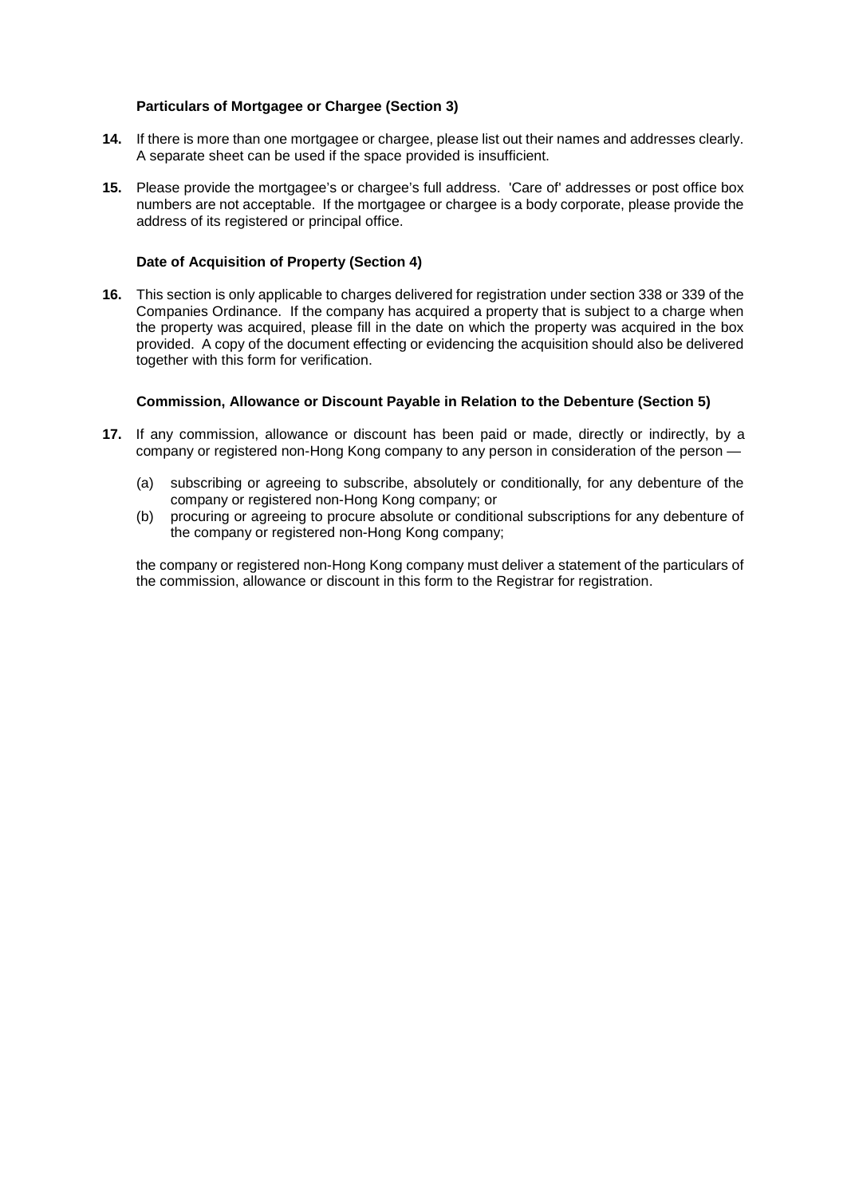**Particulars of Mortgagee or Chargee (Section 3)**

**14.** If there is more than one mortgagee or chargee, please list out their names and addresses clearly. A separate sheet can be used if the space provided is insufficient.

**15.** Please provide the mortgagee's or chargee's full address. 'Care of' addresses or post office box numbers are not acceptable. If the mortgagee or chargee is a body corporate, please provide the address of its registered or principal office.

**Date of Acquisition of Property (Section 4)**

**16.** This section is only applicable to charges delivered for registration under section 338 or 339 of the Companies Ordinance. If the company has acquired a property that is subject to a charge when the property was acquired, please fill in the date on which the property was acquired in the box provided. A copy of the document effecting or evidencing the acquisition should also be delivered together with this form for verification.

**Commission, Allowance or Discount Payable in Relation to the Debenture (Section 5)**

**17.** If any commission, allowance or discount has been paid or made, directly or indirectly, by a company or registered non-Hong Kong company to any person in consideration of the person —

(a) subscribing or agreeing to subscribe, absolutely or conditionally, for any debenture of the company or registered non-Hong Kong company; or

(b) procuring or agreeing to procure absolute or conditional subscriptions for any debenture of the company or registered non-Hong Kong company;

the company or registered non-Hong Kong company must deliver a statement of the particulars of the commission, allowance or discount in this form to the Registrar for registration.